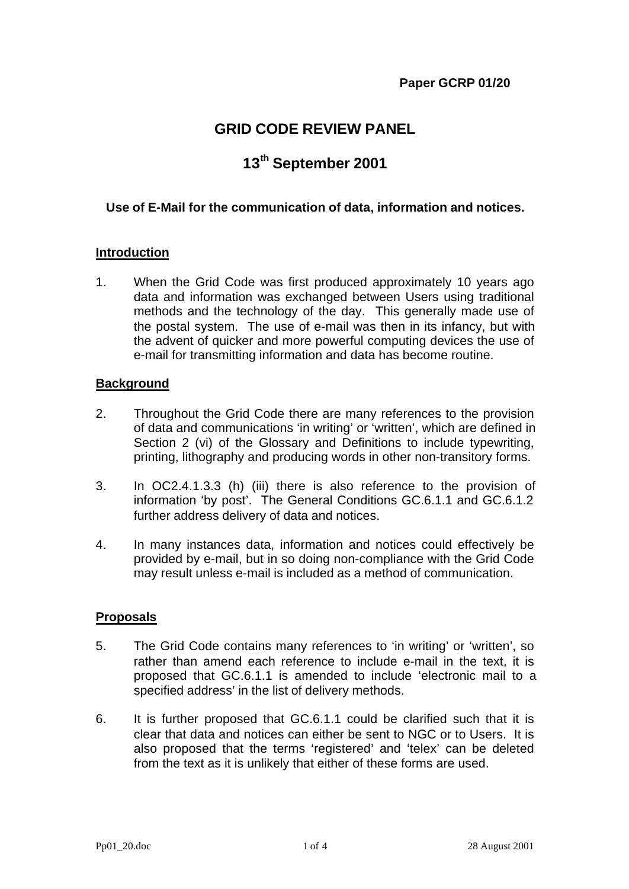**Paper GCRP 01/20**

# GRID CODE REVIEW PANEL

## 13th September 2001

### Use of E-Mail for the communication of data, information and notices.

**Introduction**

1. When the Grid Code was first produced approximately 10 years ago data and information was exchanged between Users using traditional methods and the technology of the day. This generally made use of the postal system. The use of e-mail was then in its infancy, but with the advent of quicker and more powerful computing devices the use of e-mail for transmitting information and data has become routine.

**Background**

2. Throughout the Grid Code there are many references to the provision of data and communications 'in writing' or 'written', which are defined in Section 2 (vi) of the Glossary and Definitions to include typewriting, printing, lithography and producing words in other non-transitory forms.

3. In OC2.4.1.3.3 (h) (iii) there is also reference to the provision of information 'by post'. The General Conditions GC.6.1.1 and GC.6.1.2 further address delivery of data and notices.

4. In many instances data, information and notices could effectively be provided by e-mail, but in so doing non-compliance with the Grid Code may result unless e-mail is included as a method of communication.

**Proposals**

5. The Grid Code contains many references to 'in writing' or 'written', so rather than amend each reference to include e-mail in the text, it is proposed that GC.6.1.1 is amended to include 'electronic mail to a specified address' in the list of delivery methods.

6. It is further proposed that GC.6.1.1 could be clarified such that it is clear that data and notices can either be sent to NGC or to Users. It is also proposed that the terms 'registered' and 'telex' can be deleted from the text as it is unlikely that either of these forms are used.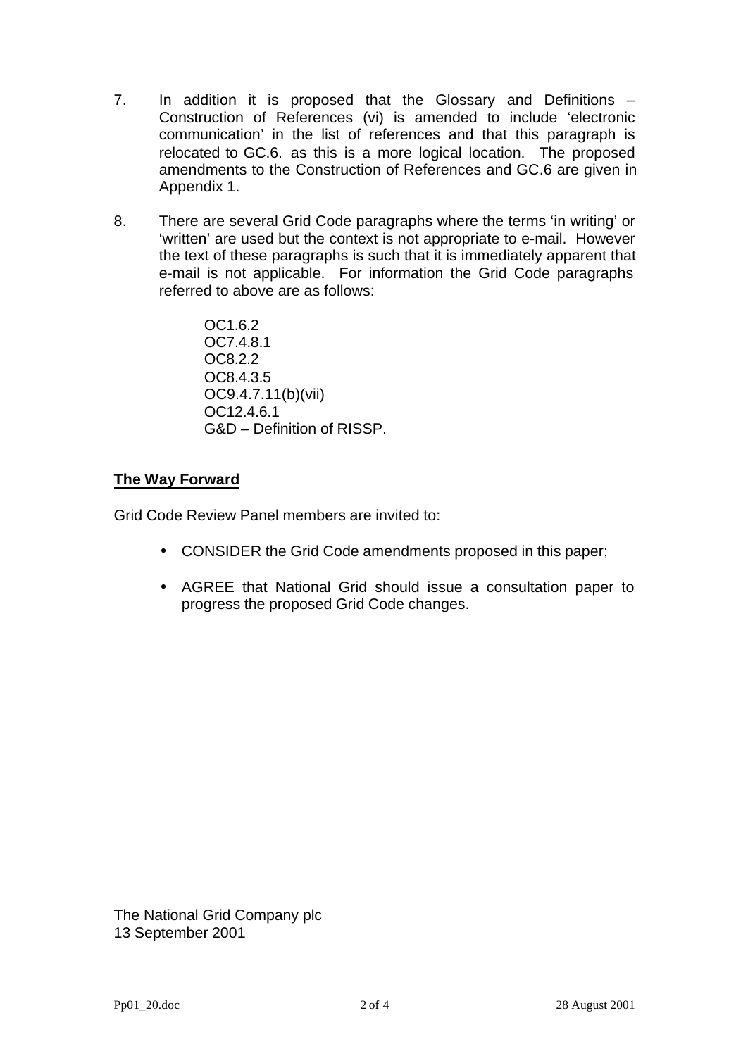7. In addition it is proposed that the Glossary and Definitions – Construction of References (vi) is amended to include 'electronic communication' in the list of references and that this paragraph is relocated to GC.6. as this is a more logical location. The proposed amendments to the Construction of References and GC.6 are given in Appendix 1.

8. There are several Grid Code paragraphs where the terms 'in writing' or 'written' are used but the context is not appropriate to e-mail. However the text of these paragraphs is such that it is immediately apparent that e-mail is not applicable. For information the Grid Code paragraphs referred to above are as follows:

   OC1.6.2
   OC7.4.8.1
   OC8.2.2
   OC8.4.3.5
   OC9.4.7.11(b)(vii)
   OC12.4.6.1
   G&D – Definition of RISSP.

**The Way Forward**

Grid Code Review Panel members are invited to:

- CONSIDER the Grid Code amendments proposed in this paper;
- AGREE that National Grid should issue a consultation paper to progress the proposed Grid Code changes.

The National Grid Company plc
13 September 2001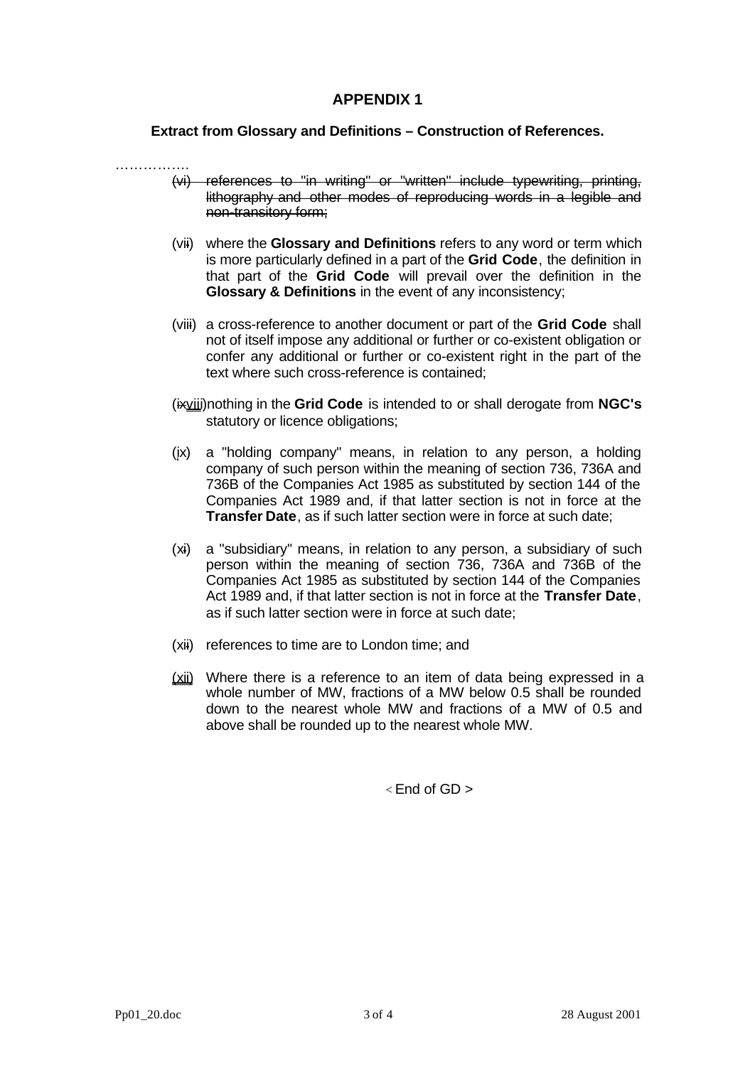## APPENDIX 1

### Extract from Glossary and Definitions – Construction of References.

…………….

~~(vi) references to "in writing" or "written" include typewriting, printing, lithography and other modes of reproducing words in a legible and non-transitory form;~~

(vi~~i~~) where the **Glossary and Definitions** refers to any word or term which is more particularly defined in a part of the **Grid Code**, the definition in that part of the **Grid Code** will prevail over the definition in the **Glossary & Definitions** in the event of any inconsistency;

(vii~~i~~) a cross-reference to another document or part of the **Grid Code** shall not of itself impose any additional or further or co-existent obligation or confer any additional or further or co-existent right in the part of the text where such cross-reference is contained;

(~~ix~~<u>viii</u>)nothing in the **Grid Code** is intended to or shall derogate from **NGC's** statutory or licence obligations;

(<u>i</u>x) a "holding company" means, in relation to any person, a holding company of such person within the meaning of section 736, 736A and 736B of the Companies Act 1985 as substituted by section 144 of the Companies Act 1989 and, if that latter section is not in force at the **Transfer Date**, as if such latter section were in force at such date;

(x~~i~~) a "subsidiary" means, in relation to any person, a subsidiary of such person within the meaning of section 736, 736A and 736B of the Companies Act 1985 as substituted by section 144 of the Companies Act 1989 and, if that latter section is not in force at the **Transfer Date**, as if such latter section were in force at such date;

(xi~~i~~) references to time are to London time; and

<u>(xii)</u> Where there is a reference to an item of data being expressed in a whole number of MW, fractions of a MW below 0.5 shall be rounded down to the nearest whole MW and fractions of a MW of 0.5 and above shall be rounded up to the nearest whole MW.

< End of GD >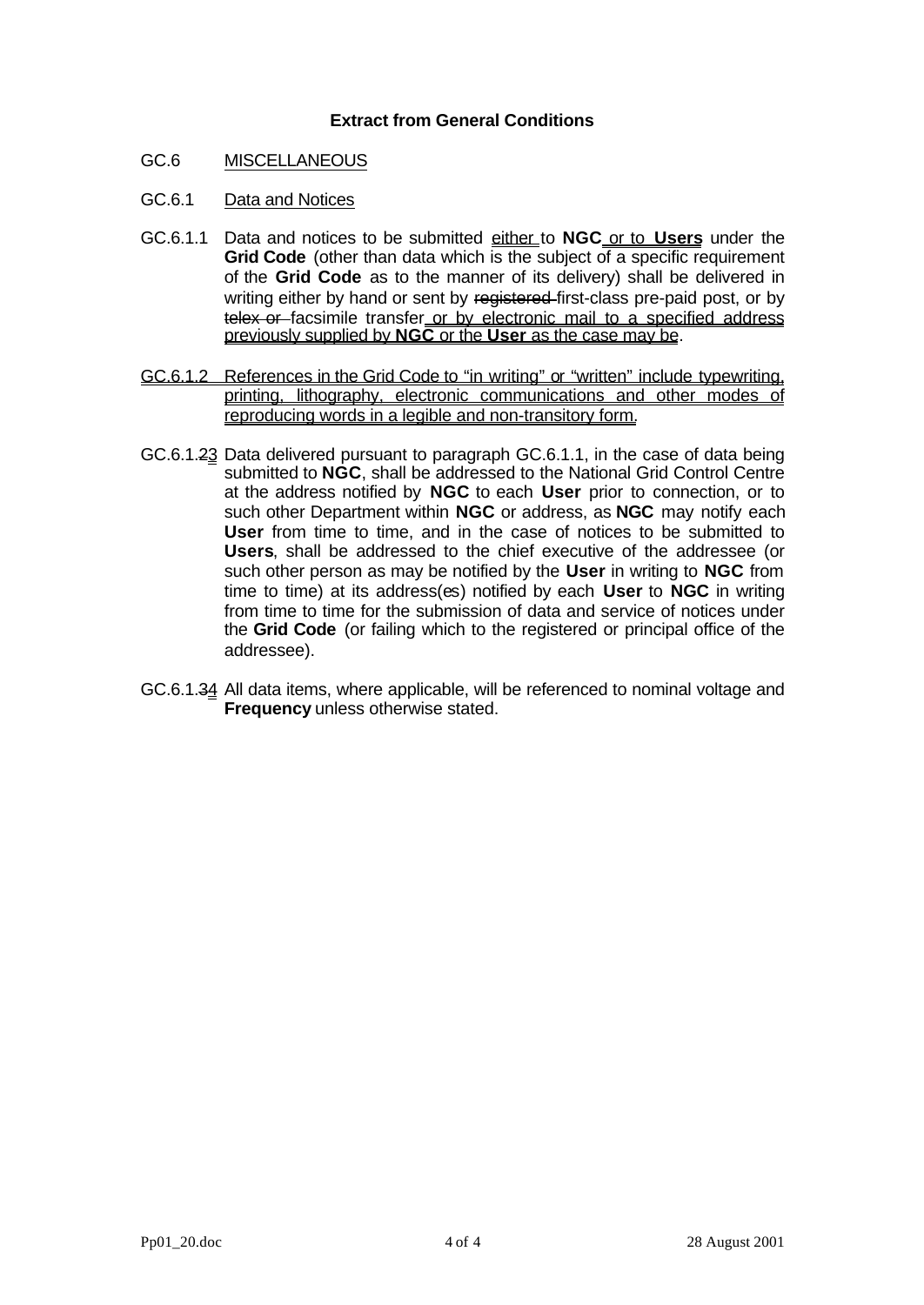**Extract from General Conditions**

GC.6 MISCELLANEOUS

GC.6.1 Data and Notices

GC.6.1.1 Data and notices to be submitted either to **NGC** or to **Users** under the **Grid Code** (other than data which is the subject of a specific requirement of the **Grid Code** as to the manner of its delivery) shall be delivered in writing either by hand or sent by ~~registered~~ first-class pre-paid post, or by ~~telex or~~ facsimile transfer or by electronic mail to a specified address previously supplied by **NGC** or the **User** as the case may be.

GC.6.1.2 References in the Grid Code to "in writing" or "written" include typewriting, printing, lithography, electronic communications and other modes of reproducing words in a legible and non-transitory form.

GC.6.1.~~2~~3 Data delivered pursuant to paragraph GC.6.1.1, in the case of data being submitted to **NGC**, shall be addressed to the National Grid Control Centre at the address notified by **NGC** to each **User** prior to connection, or to such other Department within **NGC** or address, as **NGC** may notify each **User** from time to time, and in the case of notices to be submitted to **Users**, shall be addressed to the chief executive of the addressee (or such other person as may be notified by the **User** in writing to **NGC** from time to time) at its address(es) notified by each **User** to **NGC** in writing from time to time for the submission of data and service of notices under the **Grid Code** (or failing which to the registered or principal office of the addressee).

GC.6.1.~~3~~4 All data items, where applicable, will be referenced to nominal voltage and **Frequency** unless otherwise stated.